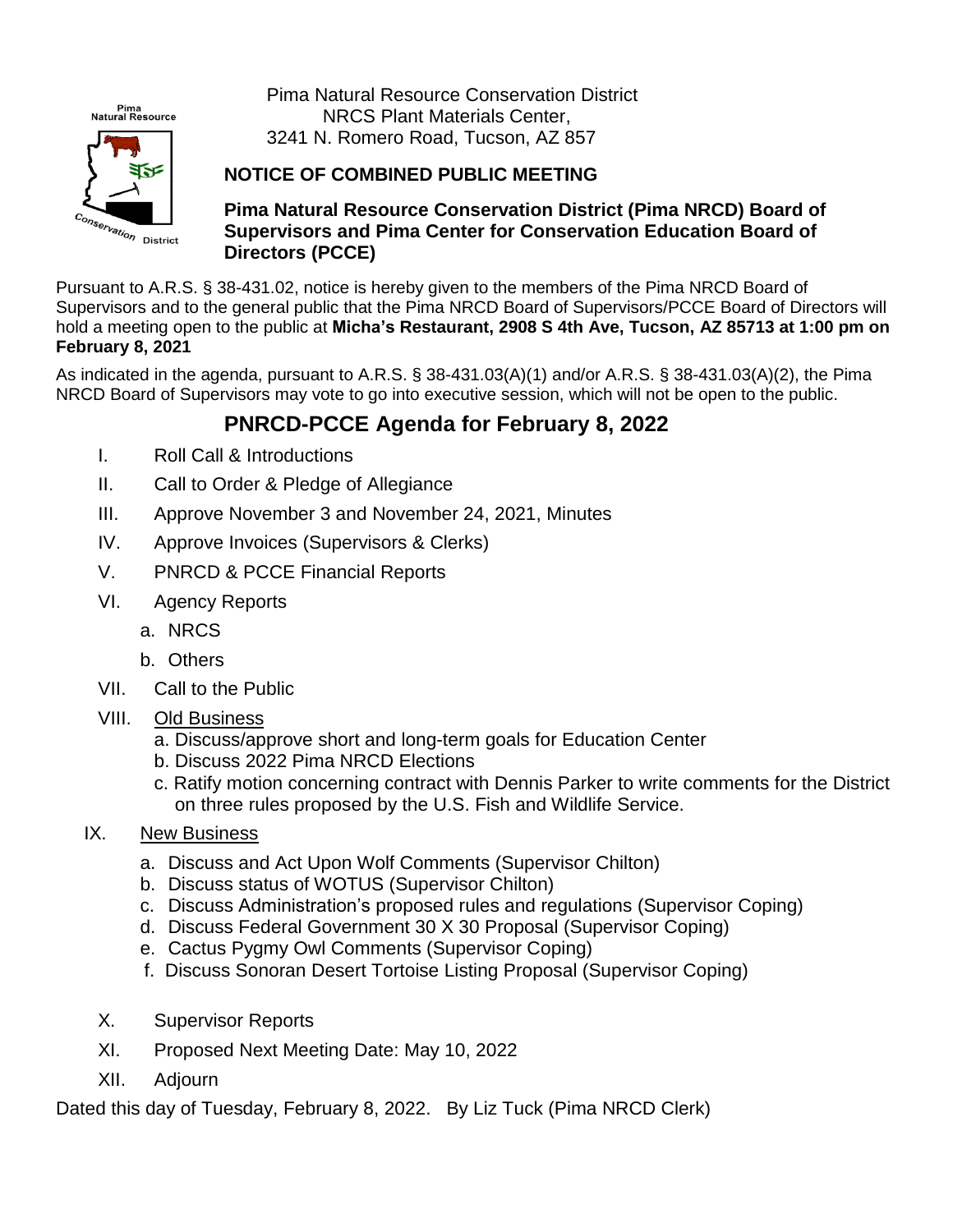Pima Natural Resource Conservation District

Pima Natural Resource Conservation District
NRCS Plant Materials Center,
3241 N. Romero Road, Tucson, AZ 857

**NOTICE OF COMBINED PUBLIC MEETING**

**Pima Natural Resource Conservation District (Pima NRCD) Board of Supervisors and Pima Center for Conservation Education Board of Directors (PCCE)**

Pursuant to A.R.S. § 38-431.02, notice is hereby given to the members of the Pima NRCD Board of Supervisors and to the general public that the Pima NRCD Board of Supervisors/PCCE Board of Directors will hold a meeting open to the public at **Micha's Restaurant, 2908 S 4th Ave, Tucson, AZ 85713 at 1:00 pm on February 8, 2021**

As indicated in the agenda, pursuant to A.R.S. § 38-431.03(A)(1) and/or A.R.S. § 38-431.03(A)(2), the Pima NRCD Board of Supervisors may vote to go into executive session, which will not be open to the public.

## PNRCD-PCCE Agenda for February 8, 2022

I. Roll Call & Introductions

II. Call to Order & Pledge of Allegiance

III. Approve November 3 and November 24, 2021, Minutes

IV. Approve Invoices (Supervisors & Clerks)

V. PNRCD & PCCE Financial Reports

VI. Agency Reports
   a. NRCS
   b. Others

VII. Call to the Public

VIII. Old Business
   a. Discuss/approve short and long-term goals for Education Center
   b. Discuss 2022 Pima NRCD Elections
   c. Ratify motion concerning contract with Dennis Parker to write comments for the District on three rules proposed by the U.S. Fish and Wildlife Service.

IX. New Business
   a. Discuss and Act Upon Wolf Comments (Supervisor Chilton)
   b. Discuss status of WOTUS (Supervisor Chilton)
   c. Discuss Administration's proposed rules and regulations (Supervisor Coping)
   d. Discuss Federal Government 30 X 30 Proposal (Supervisor Coping)
   e. Cactus Pygmy Owl Comments (Supervisor Coping)
   f. Discuss Sonoran Desert Tortoise Listing Proposal (Supervisor Coping)

X. Supervisor Reports

XI. Proposed Next Meeting Date: May 10, 2022

XII. Adjourn

Dated this day of Tuesday, February 8, 2022. By Liz Tuck (Pima NRCD Clerk)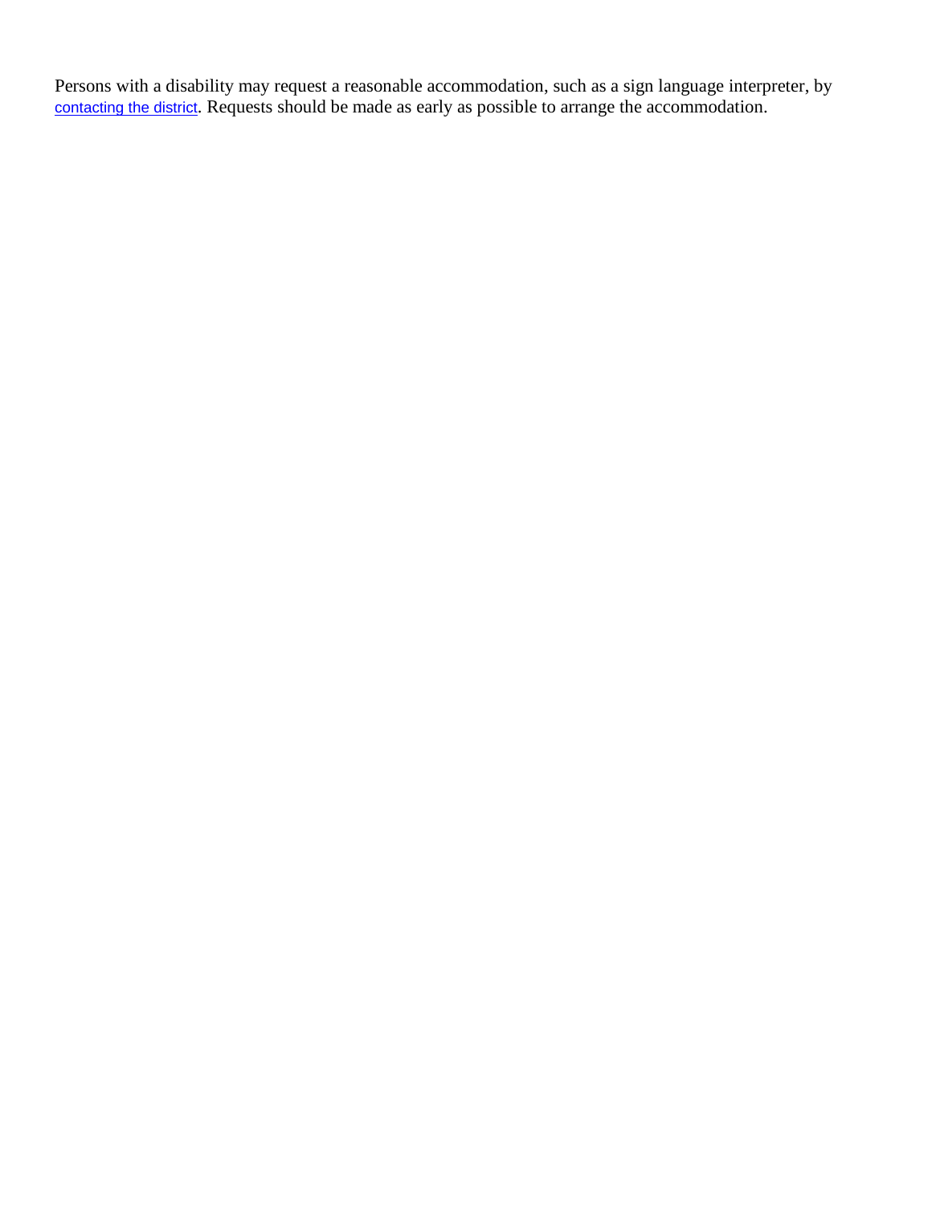Persons with a disability may request a reasonable accommodation, such as a sign language interpreter, by contacting the district. Requests should be made as early as possible to arrange the accommodation.